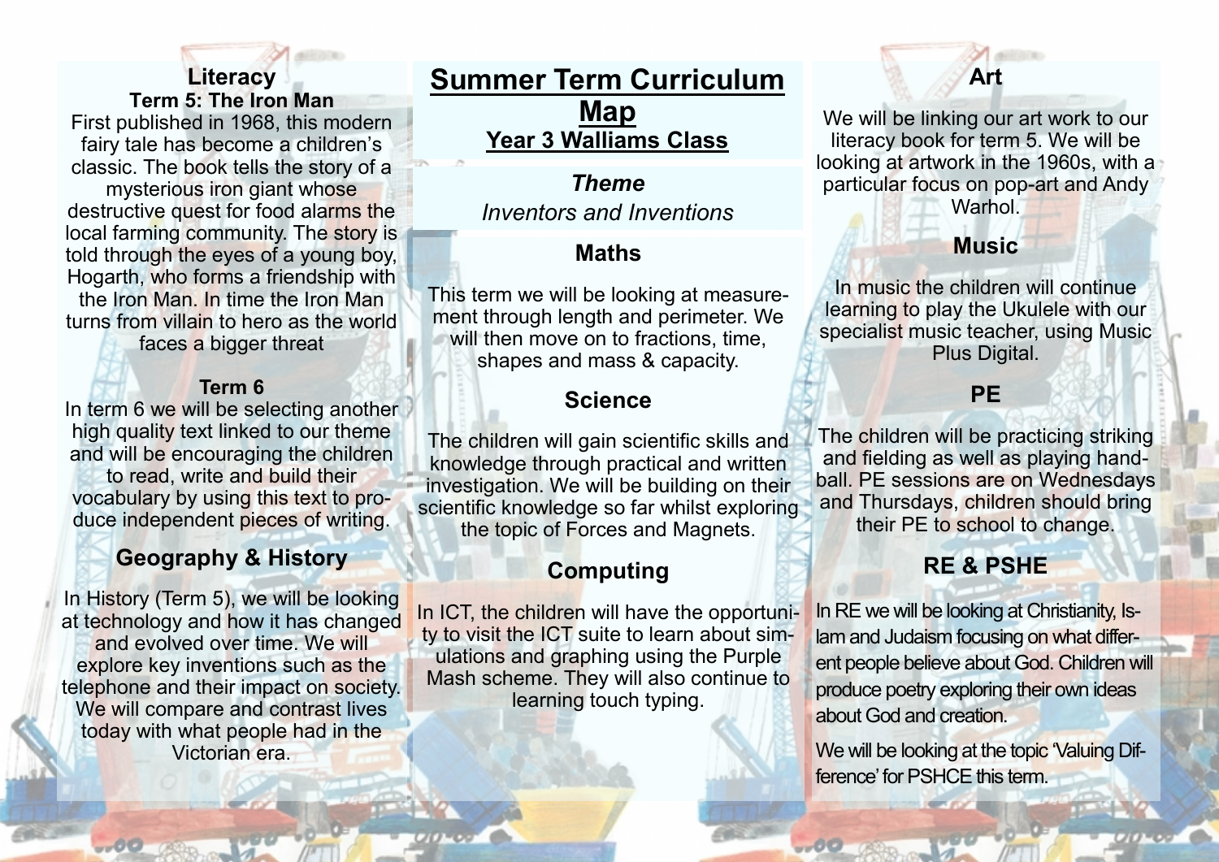# Summer Term Curriculum Map

## Year 3 Walliams Class

***Theme***

*Inventors and Inventions*

## Literacy

### Term 5: The Iron Man

First published in 1968, this modern fairy tale has become a children's classic. The book tells the story of a mysterious iron giant whose destructive quest for food alarms the local farming community. The story is told through the eyes of a young boy, Hogarth, who forms a friendship with the Iron Man. In time the Iron Man turns from villain to hero as the world faces a bigger threat

### Term 6

In term 6 we will be selecting another high quality text linked to our theme and will be encouraging the children to read, write and build their vocabulary by using this text to produce independent pieces of writing.

## Geography & History

In History (Term 5), we will be looking at technology and how it has changed and evolved over time. We will explore key inventions such as the telephone and their impact on society. We will compare and contrast lives today with what people had in the Victorian era.

## Maths

This term we will be looking at measurement through length and perimeter. We will then move on to fractions, time, shapes and mass & capacity.

## Science

The children will gain scientific skills and knowledge through practical and written investigation. We will be building on their scientific knowledge so far whilst exploring the topic of Forces and Magnets.

## Computing

In ICT, the children will have the opportunity to visit the ICT suite to learn about simulations and graphing using the Purple Mash scheme. They will also continue to learning touch typing.

## Art

We will be linking our art work to our literacy book for term 5. We will be looking at artwork in the 1960s, with a particular focus on pop-art and Andy Warhol.

## Music

In music the children will continue learning to play the Ukulele with our specialist music teacher, using Music Plus Digital.

## PE

The children will be practicing striking and fielding as well as playing handball. PE sessions are on Wednesdays and Thursdays, children should bring their PE to school to change.

## RE & PSHE

In RE we will be looking at Christianity, Islam and Judaism focusing on what different people believe about God. Children will produce poetry exploring their own ideas about God and creation.

We will be looking at the topic 'Valuing Difference' for PSHCE this term.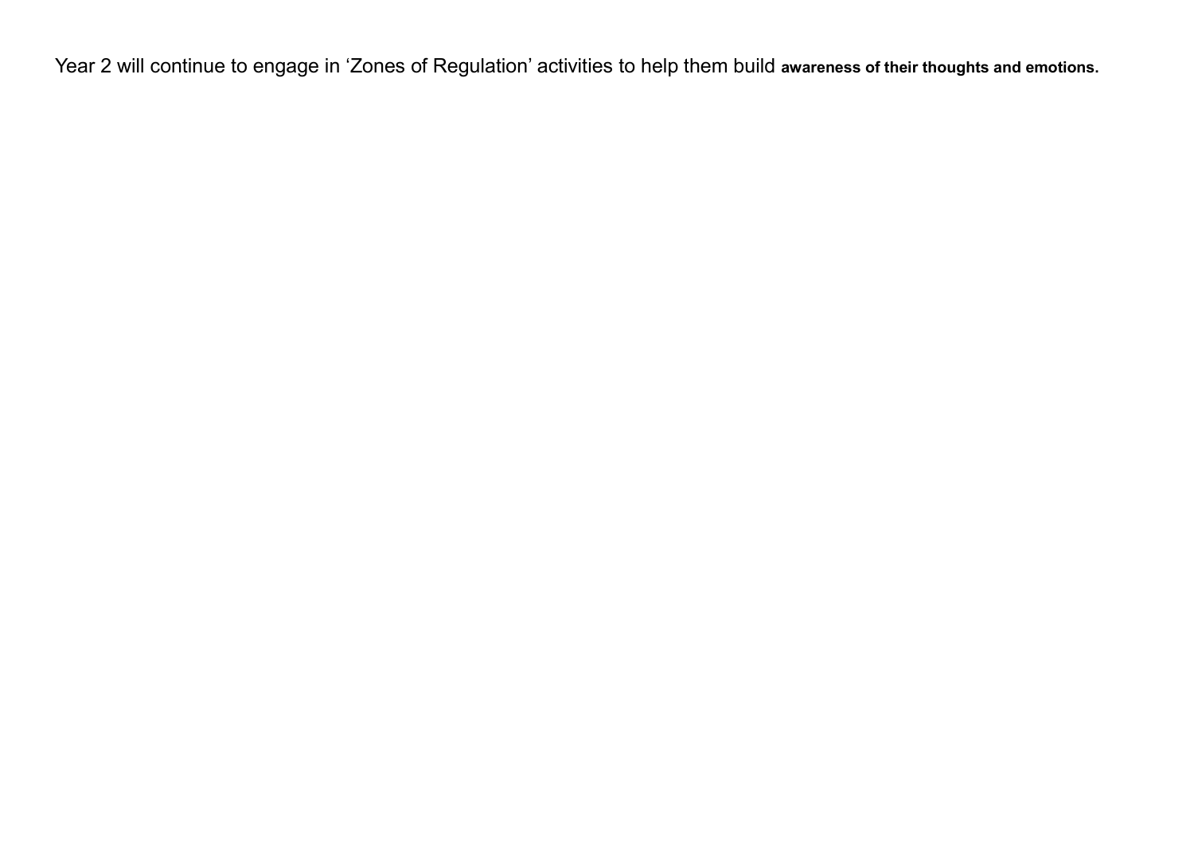Year 2 will continue to engage in ‘Zones of Regulation’ activities to help them build **awareness of their thoughts and emotions.**